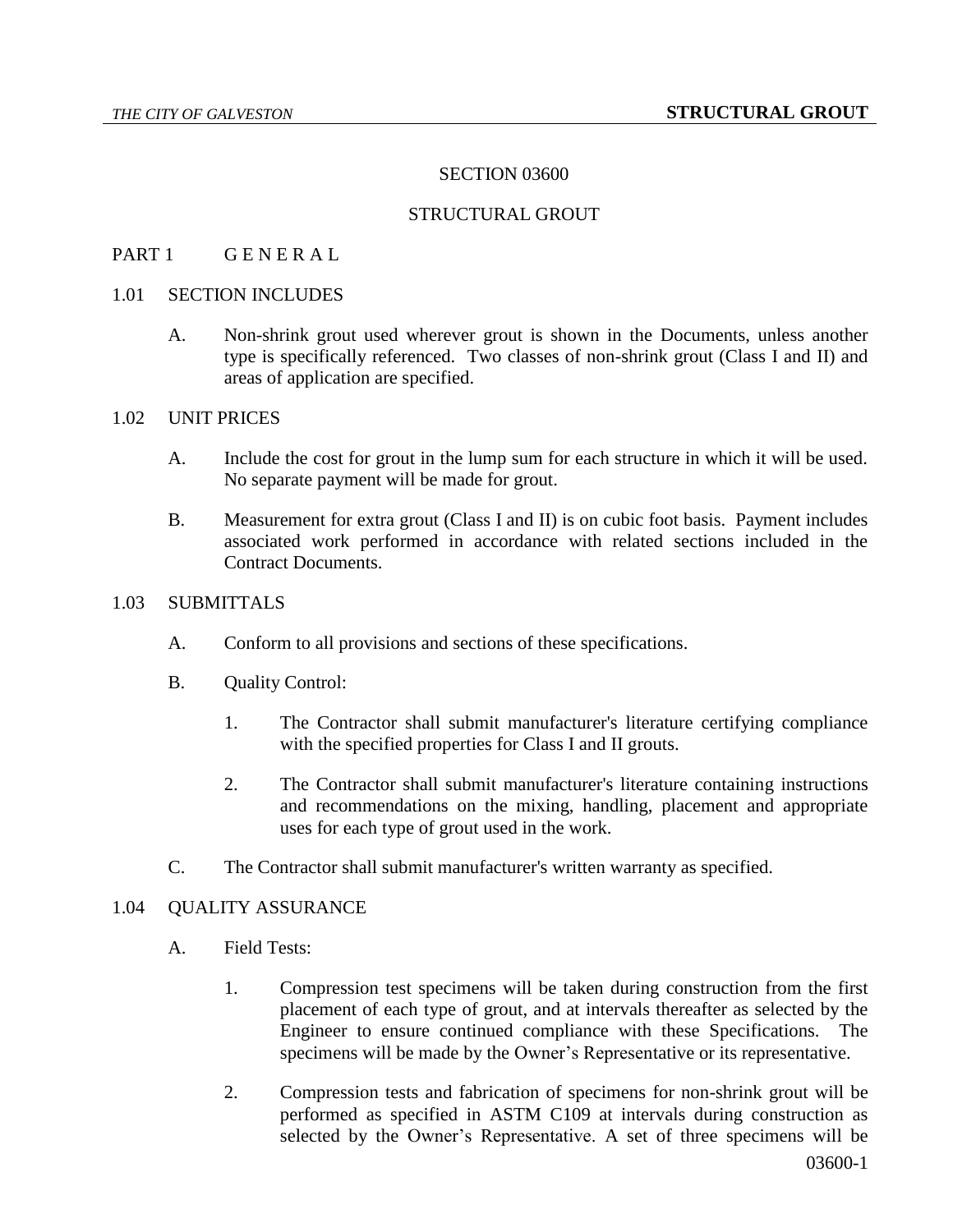SECTION 03600

STRUCTURAL GROUT

## PART 1 G E N E R A L

### 1.01 SECTION INCLUDES

A. Non-shrink grout used wherever grout is shown in the Documents, unless another type is specifically referenced. Two classes of non-shrink grout (Class I and II) and areas of application are specified.

### 1.02 UNIT PRICES

A. Include the cost for grout in the lump sum for each structure in which it will be used. No separate payment will be made for grout.

B. Measurement for extra grout (Class I and II) is on cubic foot basis. Payment includes associated work performed in accordance with related sections included in the Contract Documents.

### 1.03 SUBMITTALS

A. Conform to all provisions and sections of these specifications.

B. Quality Control:

1. The Contractor shall submit manufacturer's literature certifying compliance with the specified properties for Class I and II grouts.

2. The Contractor shall submit manufacturer's literature containing instructions and recommendations on the mixing, handling, placement and appropriate uses for each type of grout used in the work.

C. The Contractor shall submit manufacturer's written warranty as specified.

### 1.04 QUALITY ASSURANCE

A. Field Tests:

1. Compression test specimens will be taken during construction from the first placement of each type of grout, and at intervals thereafter as selected by the Engineer to ensure continued compliance with these Specifications. The specimens will be made by the Owner's Representative or its representative.

2. Compression tests and fabrication of specimens for non-shrink grout will be performed as specified in ASTM C109 at intervals during construction as selected by the Owner's Representative. A set of three specimens will be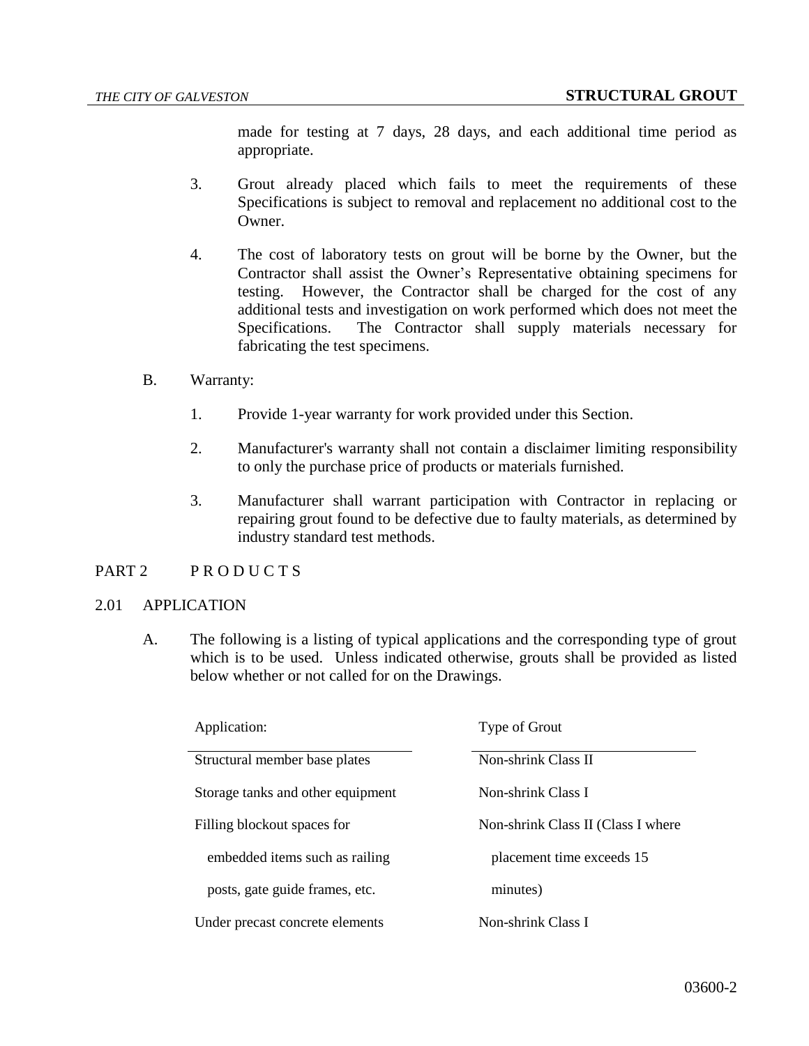made for testing at 7 days, 28 days, and each additional time period as appropriate.

3. Grout already placed which fails to meet the requirements of these Specifications is subject to removal and replacement no additional cost to the Owner.

4. The cost of laboratory tests on grout will be borne by the Owner, but the Contractor shall assist the Owner's Representative obtaining specimens for testing. However, the Contractor shall be charged for the cost of any additional tests and investigation on work performed which does not meet the Specifications. The Contractor shall supply materials necessary for fabricating the test specimens.

B. Warranty:

1. Provide 1-year warranty for work provided under this Section.

2. Manufacturer's warranty shall not contain a disclaimer limiting responsibility to only the purchase price of products or materials furnished.

3. Manufacturer shall warrant participation with Contractor in replacing or repairing grout found to be defective due to faulty materials, as determined by industry standard test methods.

## PART 2 P R O D U C T S

### 2.01 APPLICATION

A. The following is a listing of typical applications and the corresponding type of grout which is to be used. Unless indicated otherwise, grouts shall be provided as listed below whether or not called for on the Drawings.

| Application: | Type of Grout |
|---|---|
| Structural member base plates | Non-shrink Class II |
| Storage tanks and other equipment | Non-shrink Class I |
| Filling blockout spaces for embedded items such as railing posts, gate guide frames, etc. | Non-shrink Class II (Class I where placement time exceeds 15 minutes) |
| Under precast concrete elements | Non-shrink Class I |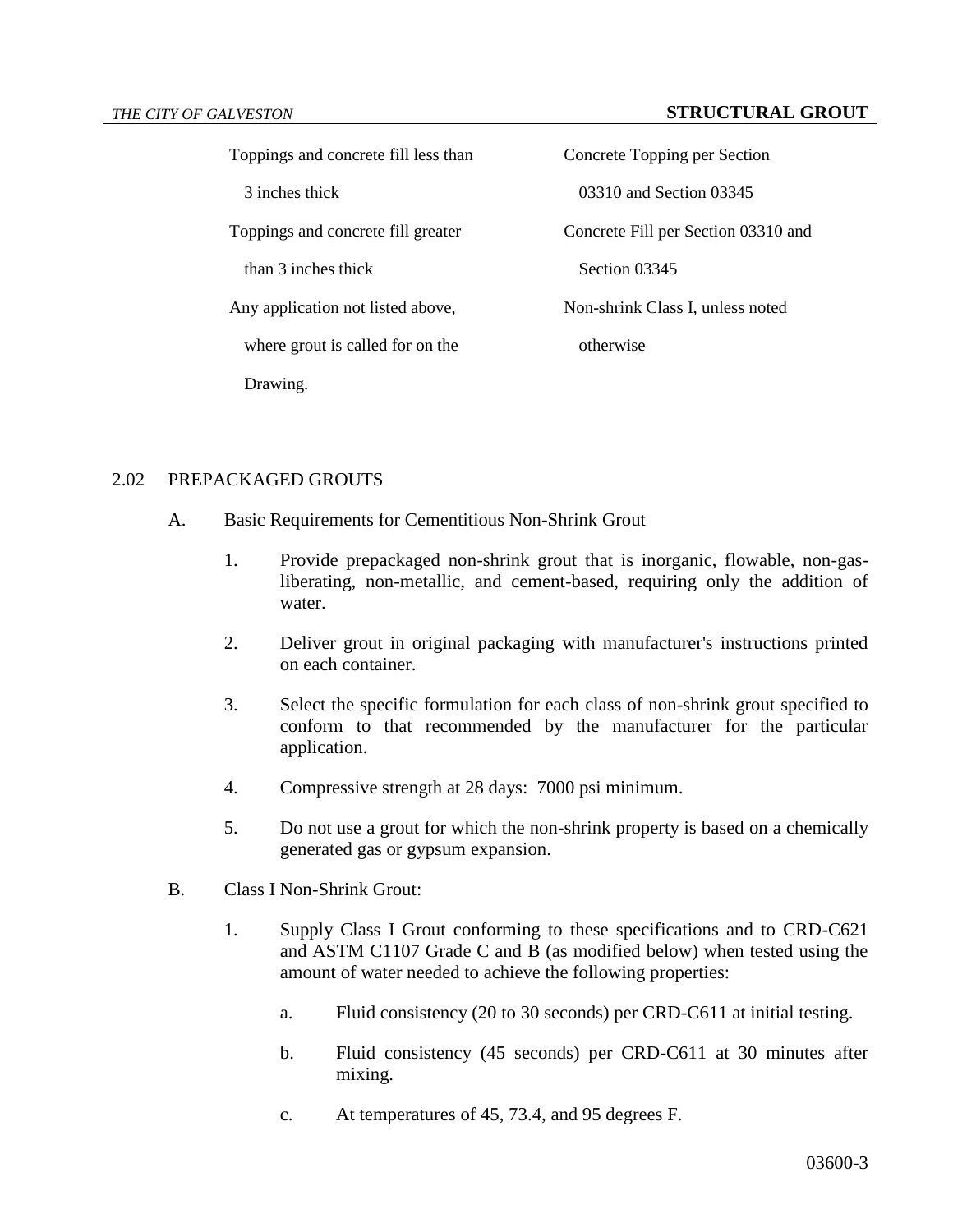| | |
|---|---|
| Toppings and concrete fill less than 3 inches thick | Concrete Topping per Section 03310 and Section 03345 |
| Toppings and concrete fill greater than 3 inches thick | Concrete Fill per Section 03310 and Section 03345 |
| Any application not listed above, where grout is called for on the Drawing. | Non-shrink Class I, unless noted otherwise |

## 2.02 PREPACKAGED GROUTS

A. Basic Requirements for Cementitious Non-Shrink Grout

1. Provide prepackaged non-shrink grout that is inorganic, flowable, non-gas-liberating, non-metallic, and cement-based, requiring only the addition of water.

2. Deliver grout in original packaging with manufacturer's instructions printed on each container.

3. Select the specific formulation for each class of non-shrink grout specified to conform to that recommended by the manufacturer for the particular application.

4. Compressive strength at 28 days: 7000 psi minimum.

5. Do not use a grout for which the non-shrink property is based on a chemically generated gas or gypsum expansion.

B. Class I Non-Shrink Grout:

1. Supply Class I Grout conforming to these specifications and to CRD-C621 and ASTM C1107 Grade C and B (as modified below) when tested using the amount of water needed to achieve the following properties:

   a. Fluid consistency (20 to 30 seconds) per CRD-C611 at initial testing.

   b. Fluid consistency (45 seconds) per CRD-C611 at 30 minutes after mixing.

   c. At temperatures of 45, 73.4, and 95 degrees F.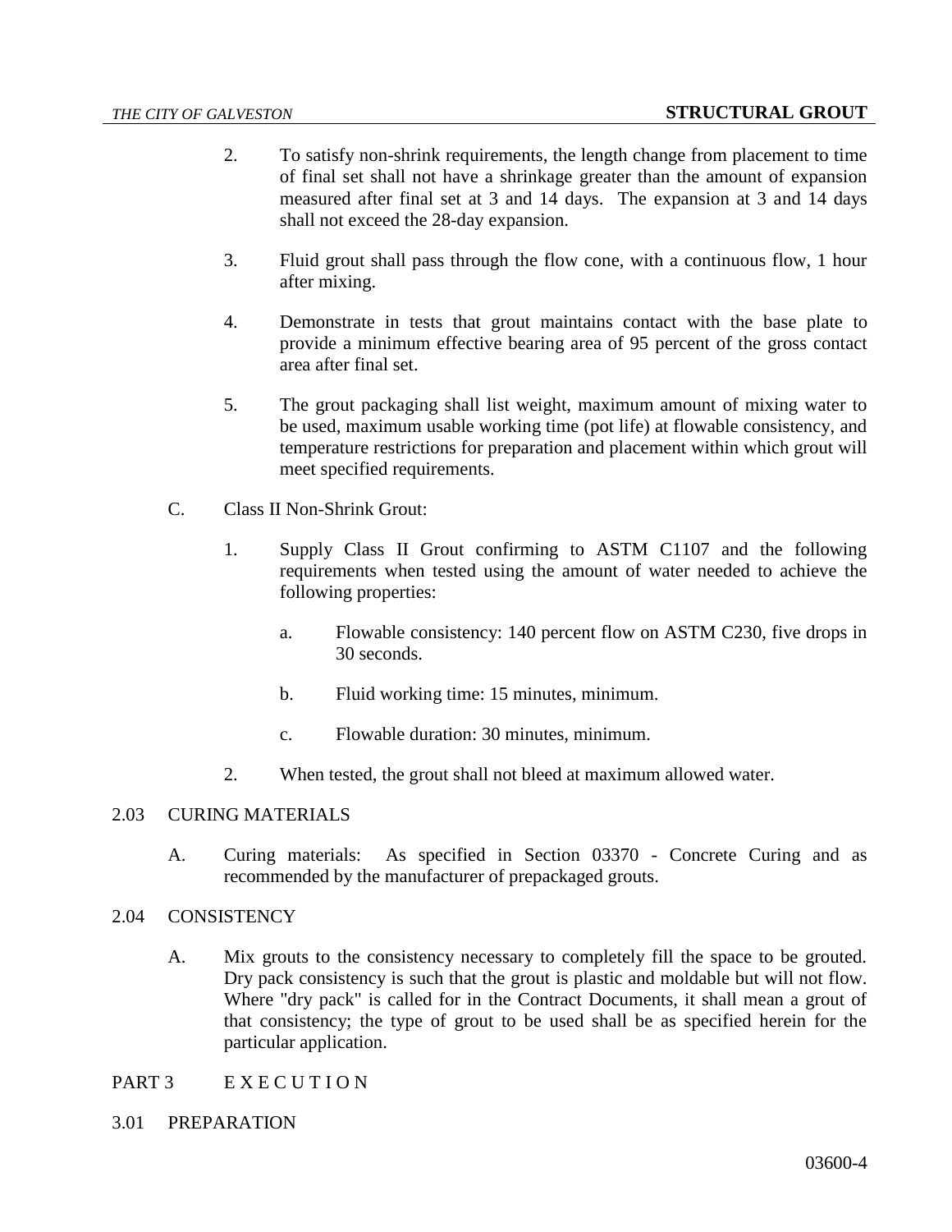2. To satisfy non-shrink requirements, the length change from placement to time of final set shall not have a shrinkage greater than the amount of expansion measured after final set at 3 and 14 days. The expansion at 3 and 14 days shall not exceed the 28-day expansion.

3. Fluid grout shall pass through the flow cone, with a continuous flow, 1 hour after mixing.

4. Demonstrate in tests that grout maintains contact with the base plate to provide a minimum effective bearing area of 95 percent of the gross contact area after final set.

5. The grout packaging shall list weight, maximum amount of mixing water to be used, maximum usable working time (pot life) at flowable consistency, and temperature restrictions for preparation and placement within which grout will meet specified requirements.

C. Class II Non-Shrink Grout:

1. Supply Class II Grout confirming to ASTM C1107 and the following requirements when tested using the amount of water needed to achieve the following properties:

   a. Flowable consistency: 140 percent flow on ASTM C230, five drops in 30 seconds.

   b. Fluid working time: 15 minutes, minimum.

   c. Flowable duration: 30 minutes, minimum.

2. When tested, the grout shall not bleed at maximum allowed water.

## 2.03 CURING MATERIALS

A. Curing materials: As specified in Section 03370 - Concrete Curing and as recommended by the manufacturer of prepackaged grouts.

## 2.04 CONSISTENCY

A. Mix grouts to the consistency necessary to completely fill the space to be grouted. Dry pack consistency is such that the grout is plastic and moldable but will not flow. Where "dry pack" is called for in the Contract Documents, it shall mean a grout of that consistency; the type of grout to be used shall be as specified herein for the particular application.

# PART 3 E X E C U T I O N

## 3.01 PREPARATION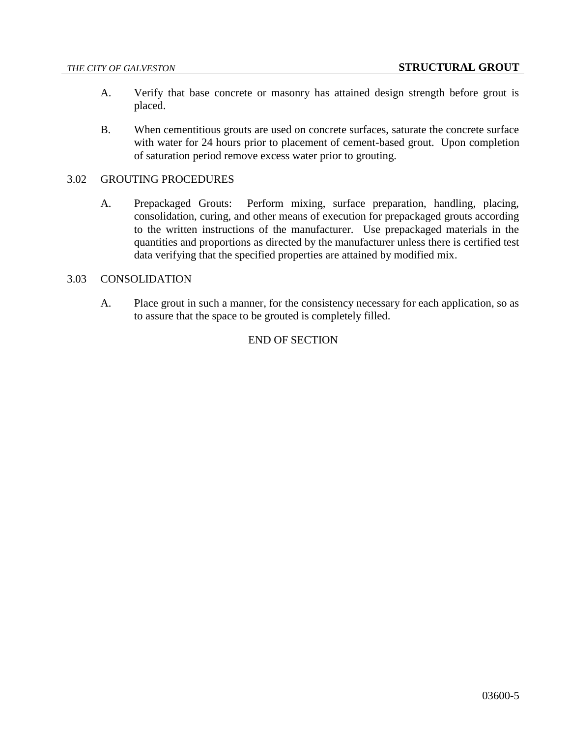A. Verify that base concrete or masonry has attained design strength before grout is placed.

B. When cementitious grouts are used on concrete surfaces, saturate the concrete surface with water for 24 hours prior to placement of cement-based grout. Upon completion of saturation period remove excess water prior to grouting.

## 3.02 GROUTING PROCEDURES

A. Prepackaged Grouts: Perform mixing, surface preparation, handling, placing, consolidation, curing, and other means of execution for prepackaged grouts according to the written instructions of the manufacturer. Use prepackaged materials in the quantities and proportions as directed by the manufacturer unless there is certified test data verifying that the specified properties are attained by modified mix.

## 3.03 CONSOLIDATION

A. Place grout in such a manner, for the consistency necessary for each application, so as to assure that the space to be grouted is completely filled.

END OF SECTION